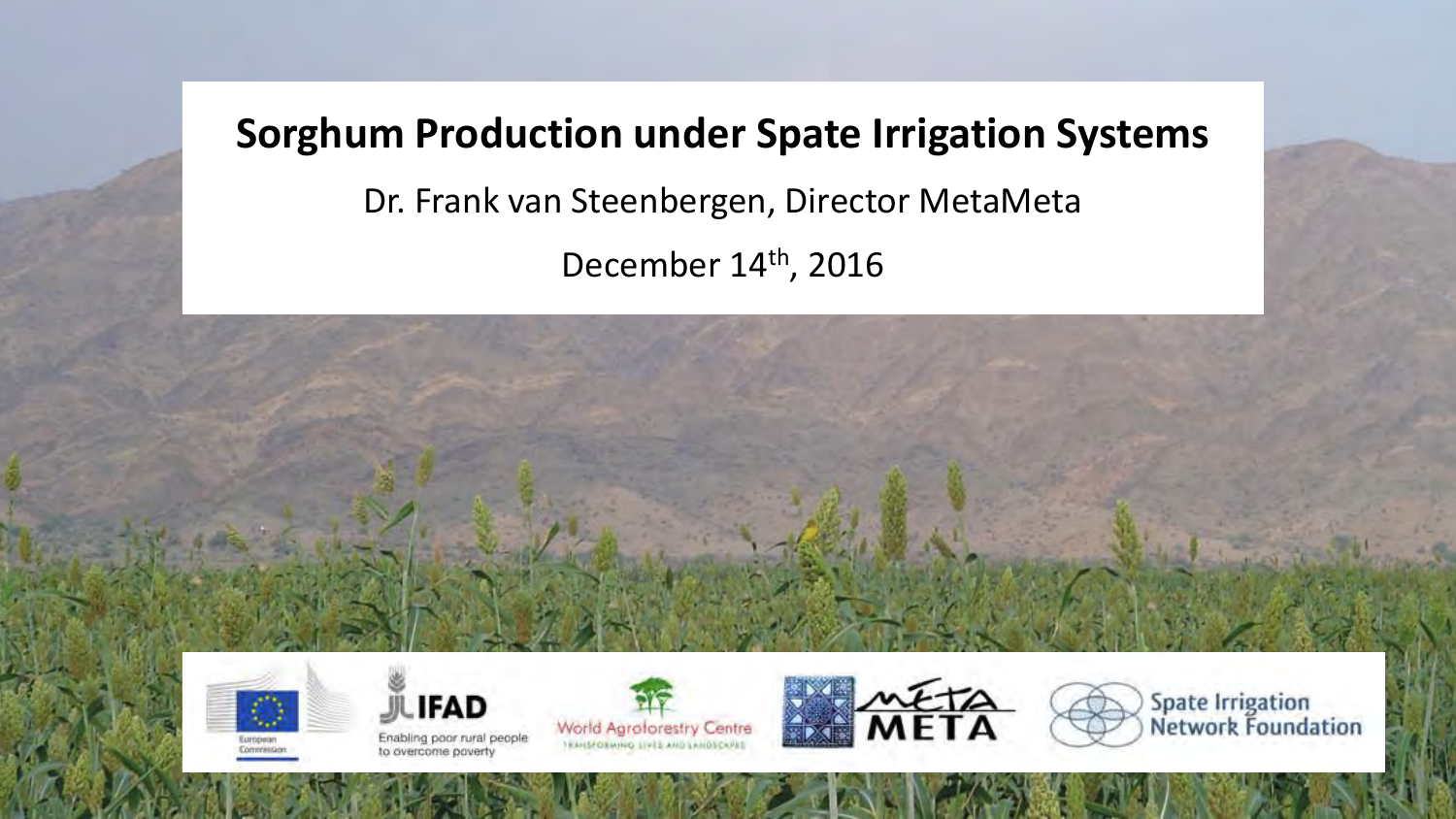# Sorghum Production under Spate Irrigation Systems

Dr. Frank van Steenbergen, Director MetaMeta

December 14th, 2016

European Commission

IFAD
Enabling poor rural people to overcome poverty

World Agroforestry Centre
TRANSFORMING LIVES AND LANDSCAPES

META META

Spate Irrigation Network Foundation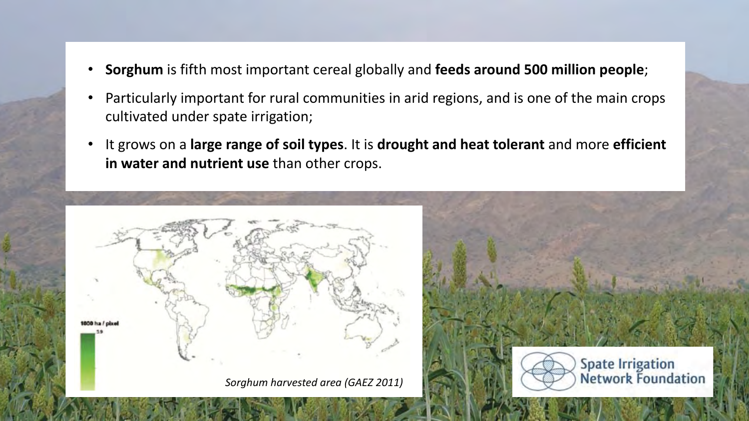- **Sorghum** is fifth most important cereal globally and **feeds around 500 million people**;
- Particularly important for rural communities in arid regions, and is one of the main crops cultivated under spate irrigation;
- It grows on a **large range of soil types**. It is **drought and heat tolerant** and more **efficient in water and nutrient use** than other crops.

1000 ha / pixel

*Sorghum harvested area (GAEZ 2011)*

Spate Irrigation Network Foundation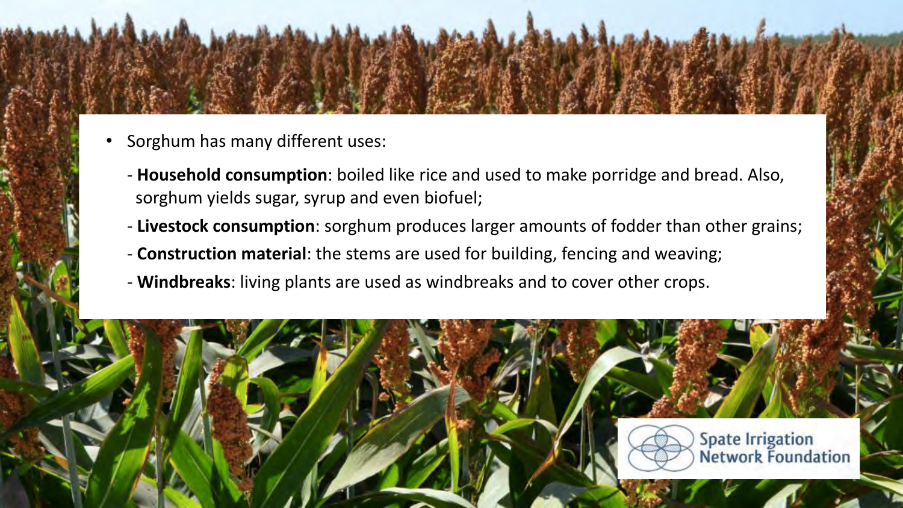- Sorghum has many different uses:
  - **Household consumption**: boiled like rice and used to make porridge and bread. Also, sorghum yields sugar, syrup and even biofuel;
  - **Livestock consumption**: sorghum produces larger amounts of fodder than other grains;
  - **Construction material**: the stems are used for building, fencing and weaving;
  - **Windbreaks**: living plants are used as windbreaks and to cover other crops.

Spate Irrigation Network Foundation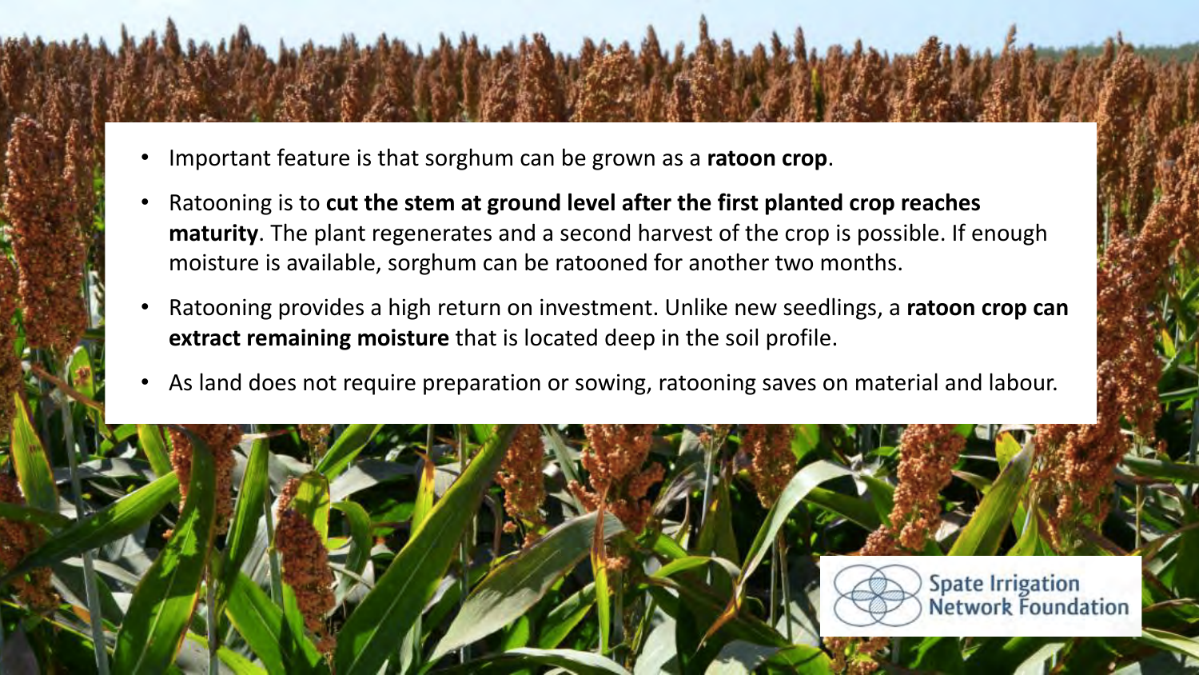- Important feature is that sorghum can be grown as a **ratoon crop**.
- Ratooning is to **cut the stem at ground level after the first planted crop reaches maturity**. The plant regenerates and a second harvest of the crop is possible. If enough moisture is available, sorghum can be ratooned for another two months.
- Ratooning provides a high return on investment. Unlike new seedlings, a **ratoon crop can extract remaining moisture** that is located deep in the soil profile.
- As land does not require preparation or sowing, ratooning saves on material and labour.

Spate Irrigation Network Foundation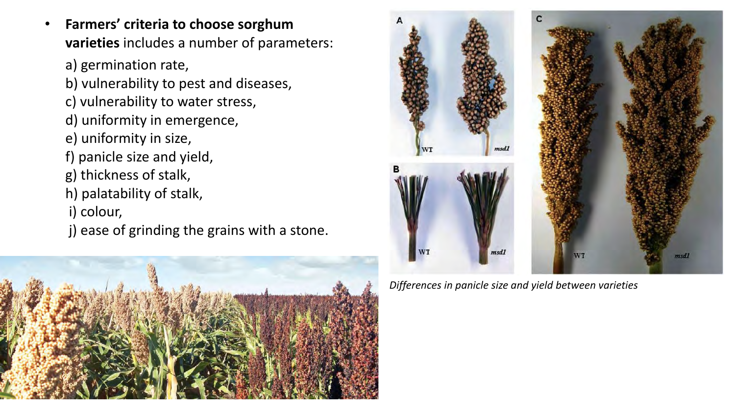- **Farmers' criteria to choose sorghum varieties** includes a number of parameters:
  a) germination rate,
  b) vulnerability to pest and diseases,
  c) vulnerability to water stress,
  d) uniformity in emergence,
  e) uniformity in size,
  f) panicle size and yield,
  g) thickness of stalk,
  h) palatability of stalk,
  i) colour,
  j) ease of grinding the grains with a stone.

*Differences in panicle size and yield between varieties*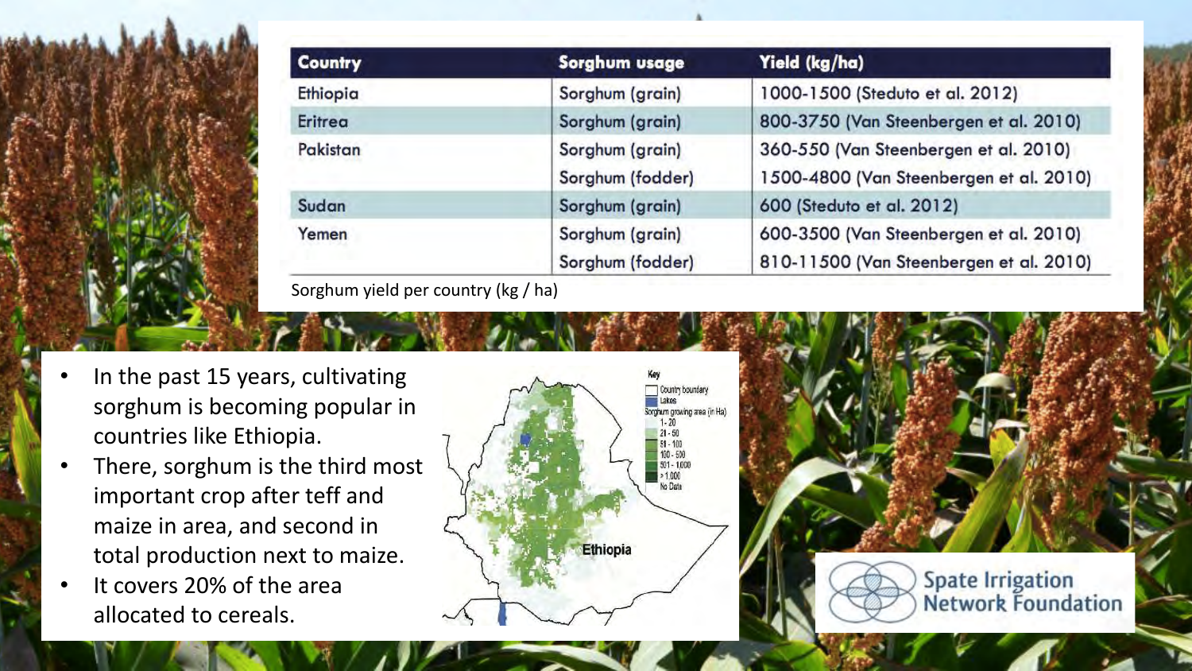| Country | Sorghum usage | Yield (kg/ha) |
|---|---|---|
| Ethiopia | Sorghum (grain) | 1000-1500 (Steduto et al. 2012) |
| Eritrea | Sorghum (grain) | 800-3750 (Van Steenbergen et al. 2010) |
| Pakistan | Sorghum (grain) | 360-550 (Van Steenbergen et al. 2010) |
| | Sorghum (fodder) | 1500-4800 (Van Steenbergen et al. 2010) |
| Sudan | Sorghum (grain) | 600 (Steduto et al. 2012) |
| Yemen | Sorghum (grain) | 600-3500 (Van Steenbergen et al. 2010) |
| | Sorghum (fodder) | 810-11500 (Van Steenbergen et al. 2010) |

Sorghum yield per country (kg / ha)

- In the past 15 years, cultivating sorghum is becoming popular in countries like Ethiopia.
- There, sorghum is the third most important crop after teff and maize in area, and second in total production next to maize.
- It covers 20% of the area allocated to cereals.

Key: Country boundary; Lakes; Sorghum growing area (in Ha): 1 - 20; 21 - 50; 51 - 100; 100 - 500; 501 - 1,000; > 1,000; No Data

Ethiopia

Spate Irrigation Network Foundation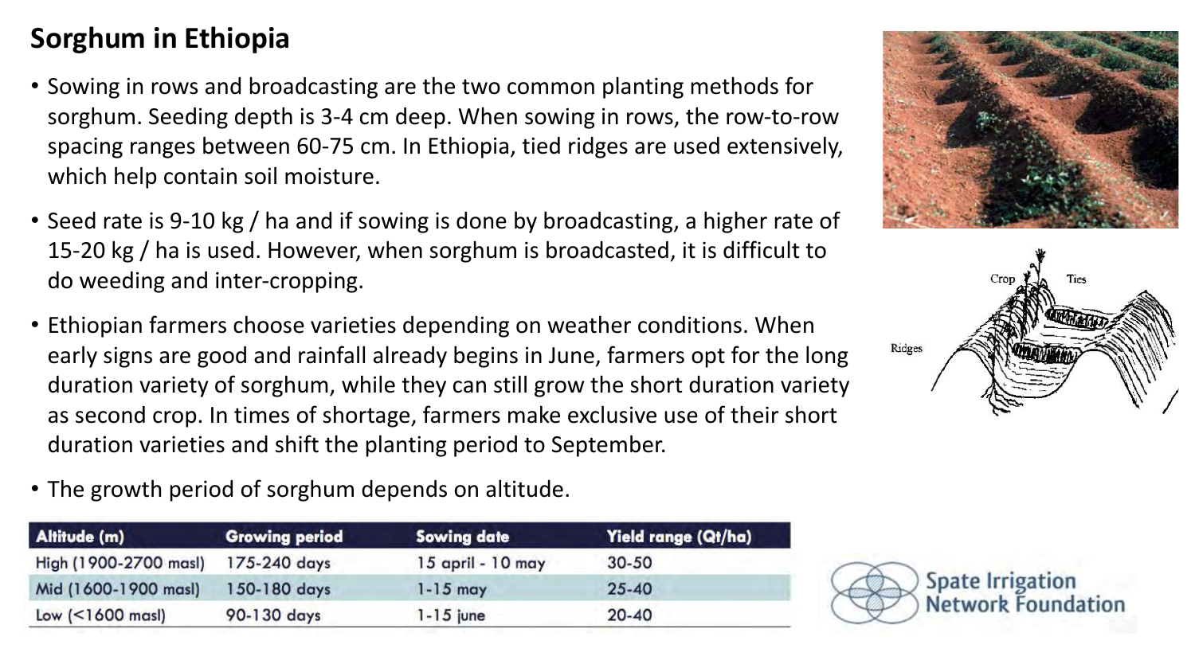# Sorghum in Ethiopia

- Sowing in rows and broadcasting are the two common planting methods for sorghum. Seeding depth is 3-4 cm deep. When sowing in rows, the row-to-row spacing ranges between 60-75 cm. In Ethiopia, tied ridges are used extensively, which help contain soil moisture.
- Seed rate is 9-10 kg / ha and if sowing is done by broadcasting, a higher rate of 15-20 kg / ha is used. However, when sorghum is broadcasted, it is difficult to do weeding and inter-cropping.
- Ethiopian farmers choose varieties depending on weather conditions. When early signs are good and rainfall already begins in June, farmers opt for the long duration variety of sorghum, while they can still grow the short duration variety as second crop. In times of shortage, farmers make exclusive use of their short duration varieties and shift the planting period to September.
- The growth period of sorghum depends on altitude.

| Altitude (m) | Growing period | Sowing date | Yield range (Qt/ha) |
|---|---|---|---|
| High (1900-2700 masl) | 175-240 days | 15 april - 10 may | 30-50 |
| Mid (1600-1900 masl) | 150-180 days | 1-15 may | 25-40 |
| Low (<1600 masl) | 90-130 days | 1-15 june | 20-40 |

Spate Irrigation Network Foundation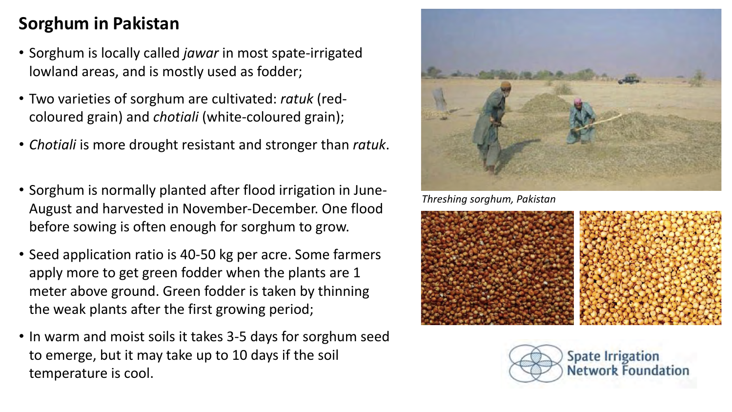## Sorghum in Pakistan

- Sorghum is locally called *jawar* in most spate-irrigated lowland areas, and is mostly used as fodder;
- Two varieties of sorghum are cultivated: *ratuk* (red-coloured grain) and *chotiali* (white-coloured grain);
- *Chotiali* is more drought resistant and stronger than *ratuk*.
- Sorghum is normally planted after flood irrigation in June-August and harvested in November-December. One flood before sowing is often enough for sorghum to grow.
- Seed application ratio is 40-50 kg per acre. Some farmers apply more to get green fodder when the plants are 1 meter above ground. Green fodder is taken by thinning the weak plants after the first growing period;
- In warm and moist soils it takes 3-5 days for sorghum seed to emerge, but it may take up to 10 days if the soil temperature is cool.

*Threshing sorghum, Pakistan*

Spate Irrigation Network Foundation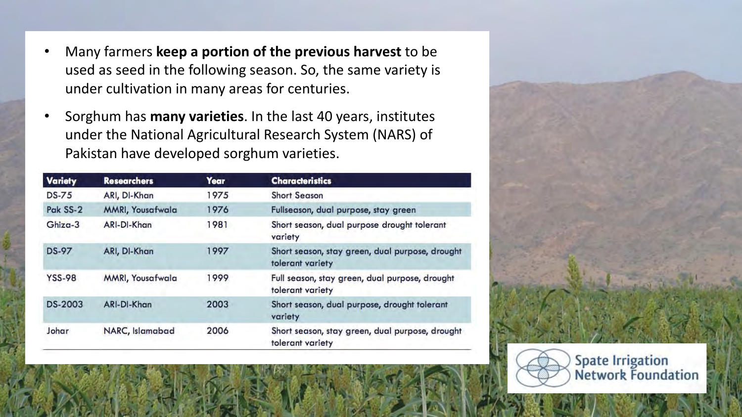- Many farmers **keep a portion of the previous harvest** to be used as seed in the following season. So, the same variety is under cultivation in many areas for centuries.
- Sorghum has **many varieties**. In the last 40 years, institutes under the National Agricultural Research System (NARS) of Pakistan have developed sorghum varieties.

| Variety | Researchers | Year | Characteristics |
|---|---|---|---|
| DS-75 | ARI, DI-Khan | 1975 | Short Season |
| Pak SS-2 | MMRI, Yousafwala | 1976 | Fullseason, dual purpose, stay green |
| Ghiza-3 | ARI-DI-Khan | 1981 | Short season, dual purpose drought tolerant variety |
| DS-97 | ARI, DI-Khan | 1997 | Short season, stay green, dual purpose, drought tolerant variety |
| YSS-98 | MMRI, Yousafwala | 1999 | Full season, stay green, dual purpose, drought tolerant variety |
| DS-2003 | ARI-DI-Khan | 2003 | Short season, dual purpose, drought tolerant variety |
| Johar | NARC, Islamabad | 2006 | Short season, stay green, dual purpose, drought tolerant variety |

Spate Irrigation Network Foundation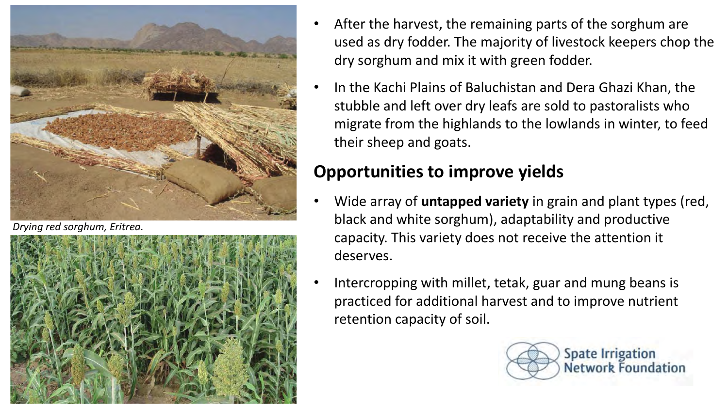*Drying red sorghum, Eritrea.*

- After the harvest, the remaining parts of the sorghum are used as dry fodder. The majority of livestock keepers chop the dry sorghum and mix it with green fodder.
- In the Kachi Plains of Baluchistan and Dera Ghazi Khan, the stubble and left over dry leafs are sold to pastoralists who migrate from the highlands to the lowlands in winter, to feed their sheep and goats.

## Opportunities to improve yields

- Wide array of **untapped variety** in grain and plant types (red, black and white sorghum), adaptability and productive capacity. This variety does not receive the attention it deserves.
- Intercropping with millet, tetak, guar and mung beans is practiced for additional harvest and to improve nutrient retention capacity of soil.

Spate Irrigation Network Foundation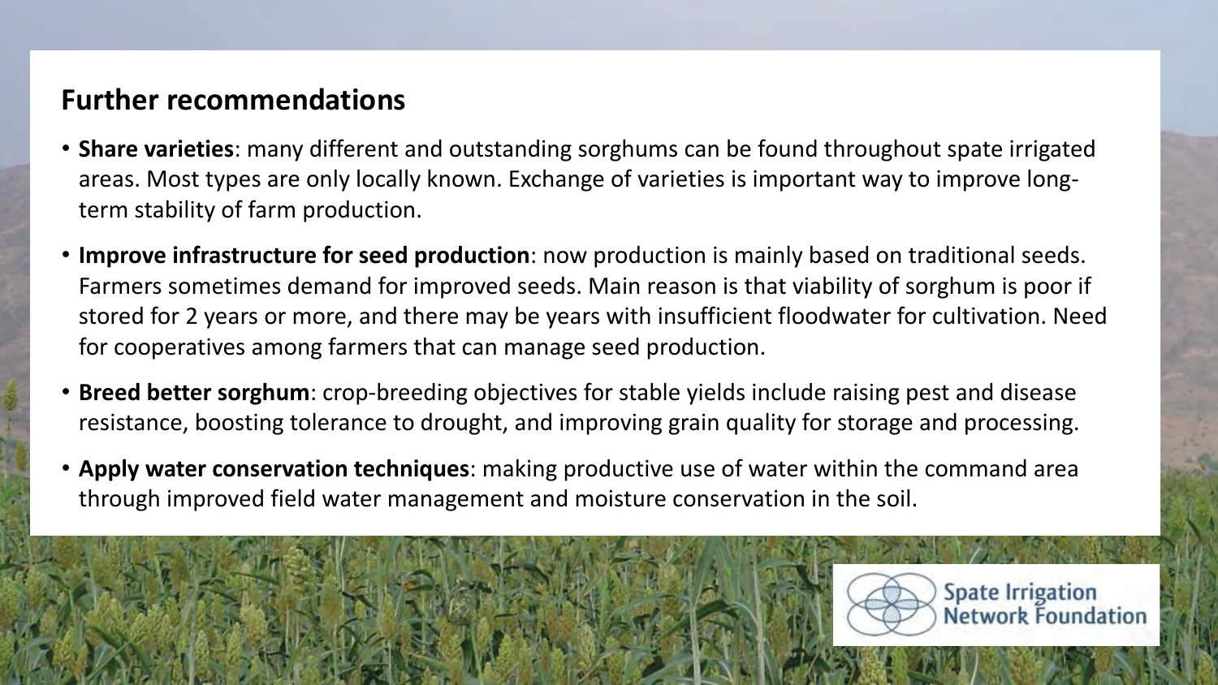## Further recommendations

- **Share varieties**: many different and outstanding sorghums can be found throughout spate irrigated areas. Most types are only locally known. Exchange of varieties is important way to improve long-term stability of farm production.
- **Improve infrastructure for seed production**: now production is mainly based on traditional seeds. Farmers sometimes demand for improved seeds. Main reason is that viability of sorghum is poor if stored for 2 years or more, and there may be years with insufficient floodwater for cultivation. Need for cooperatives among farmers that can manage seed production.
- **Breed better sorghum**: crop-breeding objectives for stable yields include raising pest and disease resistance, boosting tolerance to drought, and improving grain quality for storage and processing.
- **Apply water conservation techniques**: making productive use of water within the command area through improved field water management and moisture conservation in the soil.

Spate Irrigation Network Foundation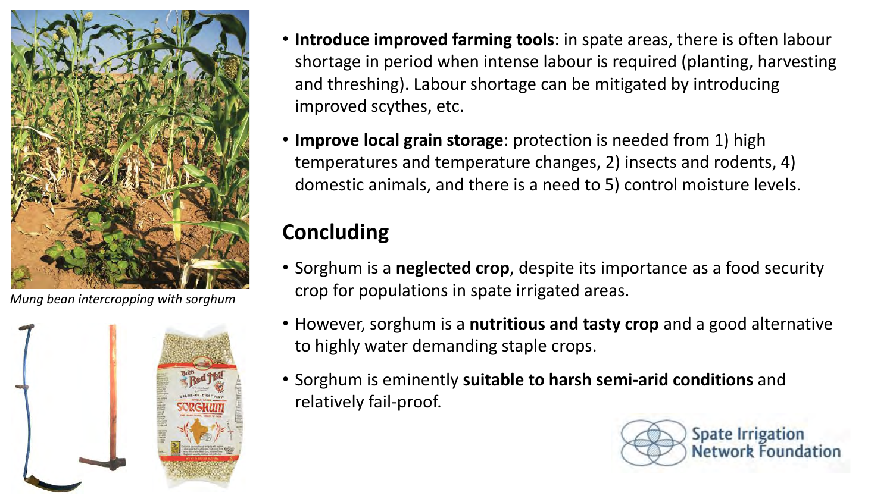*Mung bean intercropping with sorghum*

- **Introduce improved farming tools**: in spate areas, there is often labour shortage in period when intense labour is required (planting, harvesting and threshing). Labour shortage can be mitigated by introducing improved scythes, etc.
- **Improve local grain storage**: protection is needed from 1) high temperatures and temperature changes, 2) insects and rodents, 4) domestic animals, and there is a need to 5) control moisture levels.

## Concluding

- Sorghum is a **neglected crop**, despite its importance as a food security crop for populations in spate irrigated areas.
- However, sorghum is a **nutritious and tasty crop** and a good alternative to highly water demanding staple crops.
- Sorghum is eminently **suitable to harsh semi-arid conditions** and relatively fail-proof.

Spate Irrigation Network Foundation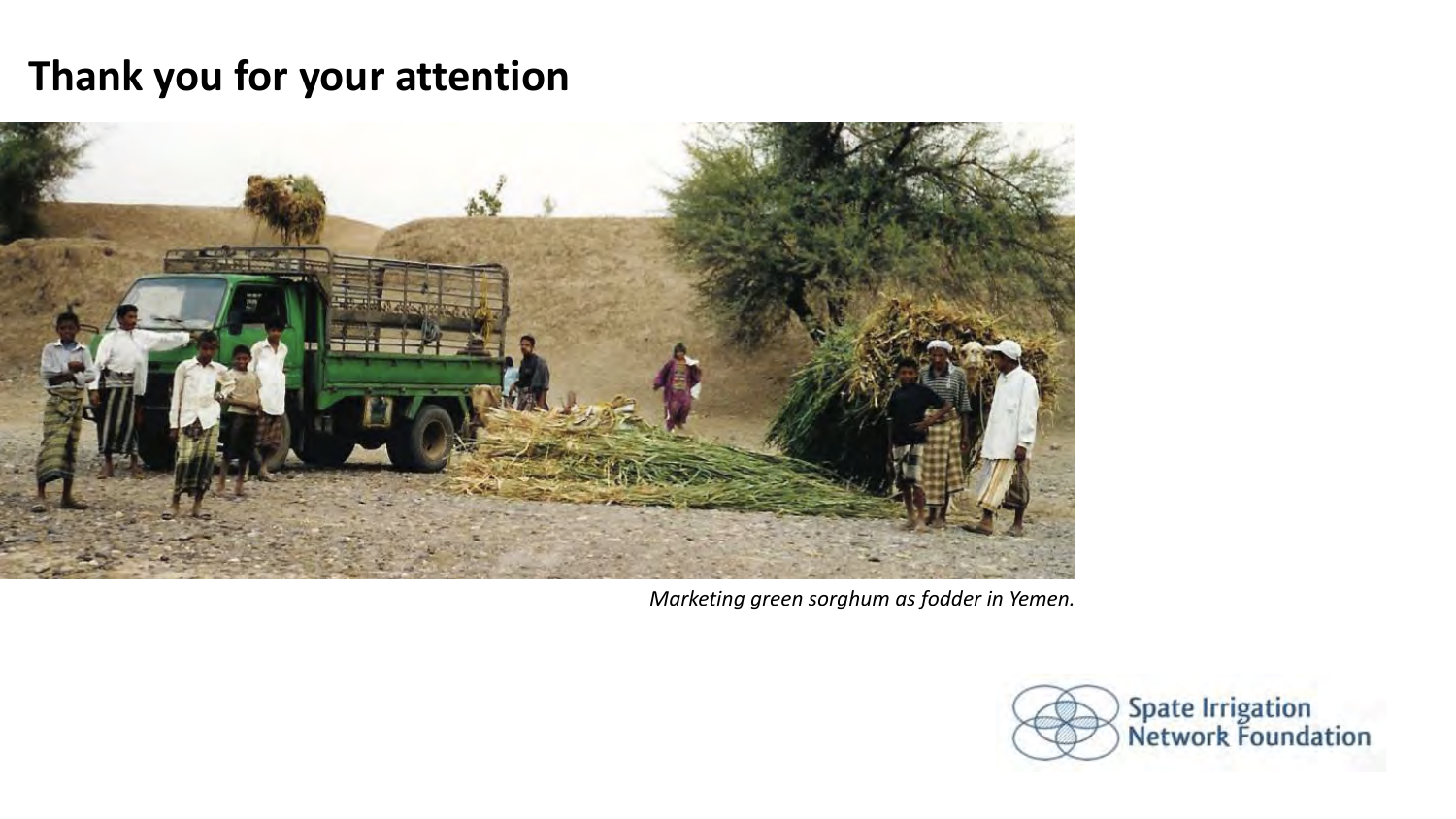# Thank you for your attention

*Marketing green sorghum as fodder in Yemen.*

Spate Irrigation Network Foundation